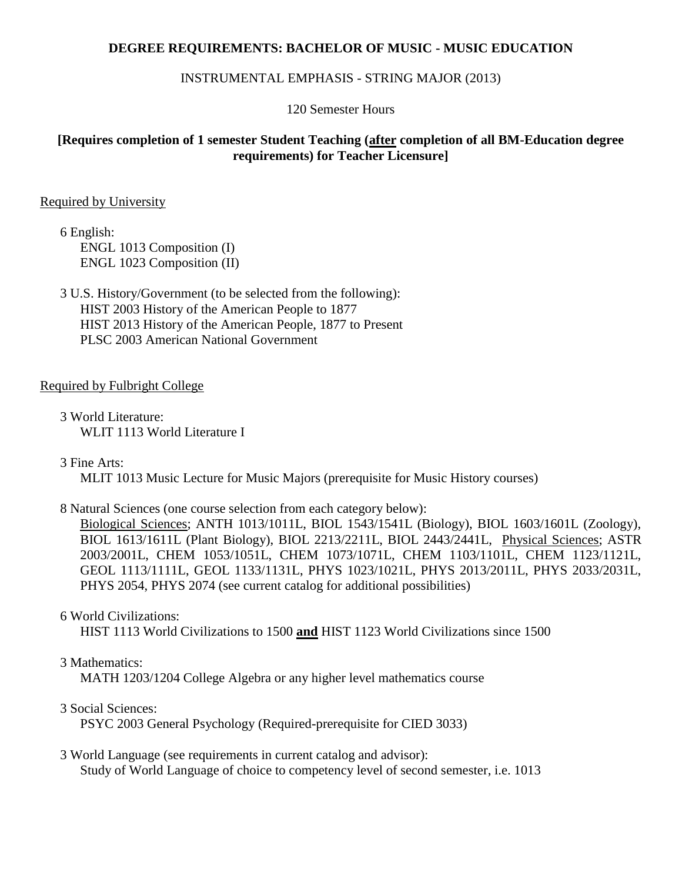# DEGREE REQUIREMENTS: BACHELOR OF MUSIC - MUSIC EDUCATION

INSTRUMENTAL EMPHASIS - STRING MAJOR (2013)

120 Semester Hours

**[Requires completion of 1 semester Student Teaching (after completion of all BM-Education degree requirements) for Teacher Licensure]**

## Required by University

6 English:
- ENGL 1013 Composition (I)
- ENGL 1023 Composition (II)

3 U.S. History/Government (to be selected from the following):
- HIST 2003 History of the American People to 1877
- HIST 2013 History of the American People, 1877 to Present
- PLSC 2003 American National Government

## Required by Fulbright College

3 World Literature:
- WLIT 1113 World Literature I

3 Fine Arts:
- MLIT 1013 Music Lecture for Music Majors (prerequisite for Music History courses)

8 Natural Sciences (one course selection from each category below):
- Biological Sciences; ANTH 1013/1011L, BIOL 1543/1541L (Biology), BIOL 1603/1601L (Zoology), BIOL 1613/1611L (Plant Biology), BIOL 2213/2211L, BIOL 2443/2441L, Physical Sciences; ASTR 2003/2001L, CHEM 1053/1051L, CHEM 1073/1071L, CHEM 1103/1101L, CHEM 1123/1121L, GEOL 1113/1111L, GEOL 1133/1131L, PHYS 1023/1021L, PHYS 2013/2011L, PHYS 2033/2031L, PHYS 2054, PHYS 2074 (see current catalog for additional possibilities)

6 World Civilizations:
- HIST 1113 World Civilizations to 1500 **and** HIST 1123 World Civilizations since 1500

3 Mathematics:
- MATH 1203/1204 College Algebra or any higher level mathematics course

3 Social Sciences:
- PSYC 2003 General Psychology (Required-prerequisite for CIED 3033)

3 World Language (see requirements in current catalog and advisor):
- Study of World Language of choice to competency level of second semester, i.e. 1013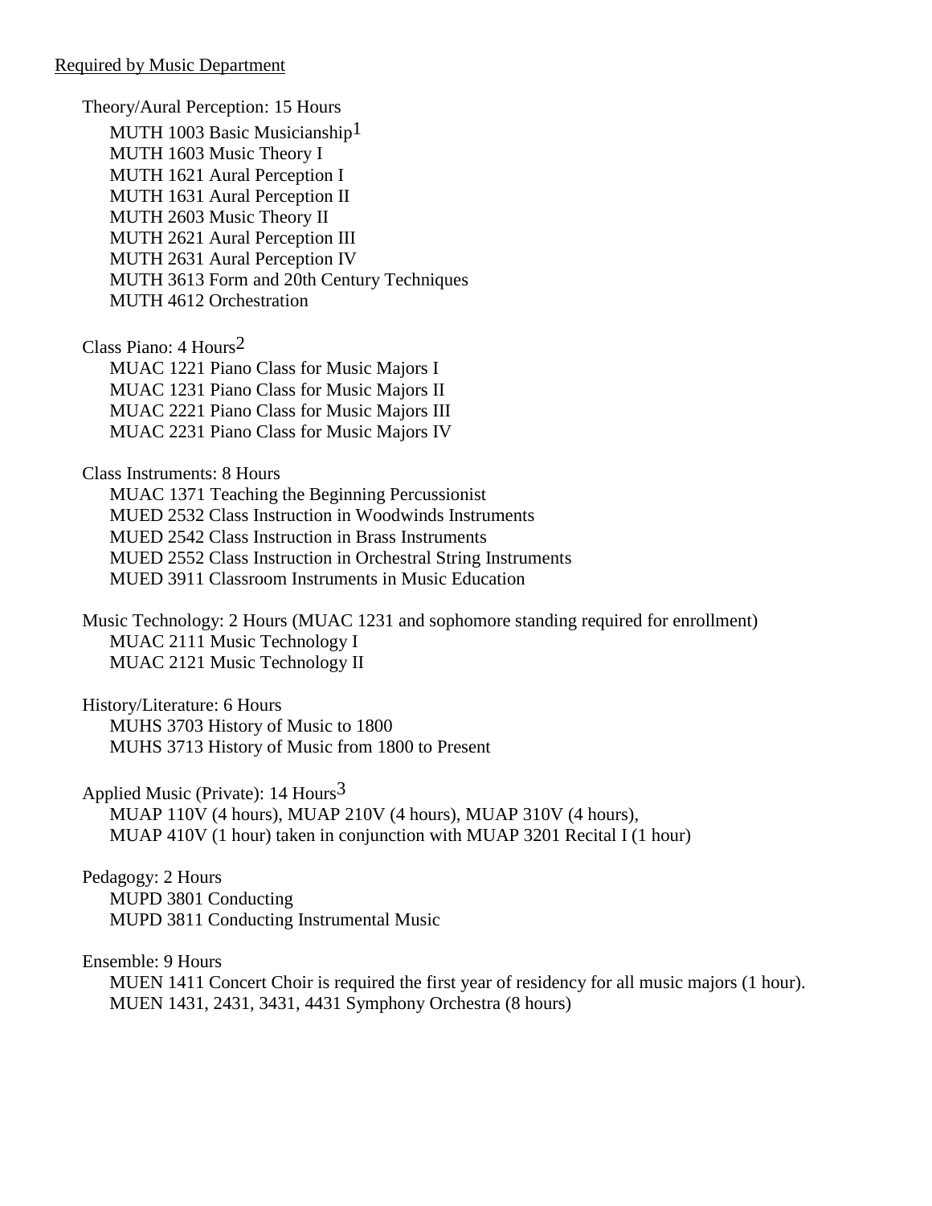Required by Music Department

Theory/Aural Perception: 15 Hours

- MUTH 1003 Basic Musicianship[1]
- MUTH 1603 Music Theory I
- MUTH 1621 Aural Perception I
- MUTH 1631 Aural Perception II
- MUTH 2603 Music Theory II
- MUTH 2621 Aural Perception III
- MUTH 2631 Aural Perception IV
- MUTH 3613 Form and 20th Century Techniques
- MUTH 4612 Orchestration

Class Piano: 4 Hours[2]

- MUAC 1221 Piano Class for Music Majors I
- MUAC 1231 Piano Class for Music Majors II
- MUAC 2221 Piano Class for Music Majors III
- MUAC 2231 Piano Class for Music Majors IV

Class Instruments: 8 Hours

- MUAC 1371 Teaching the Beginning Percussionist
- MUED 2532 Class Instruction in Woodwinds Instruments
- MUED 2542 Class Instruction in Brass Instruments
- MUED 2552 Class Instruction in Orchestral String Instruments
- MUED 3911 Classroom Instruments in Music Education

Music Technology: 2 Hours (MUAC 1231 and sophomore standing required for enrollment)

- MUAC 2111 Music Technology I
- MUAC 2121 Music Technology II

History/Literature: 6 Hours

- MUHS 3703 History of Music to 1800
- MUHS 3713 History of Music from 1800 to Present

Applied Music (Private): 14 Hours[3]

- MUAP 110V (4 hours), MUAP 210V (4 hours), MUAP 310V (4 hours), MUAP 410V (1 hour) taken in conjunction with MUAP 3201 Recital I (1 hour)

Pedagogy: 2 Hours

- MUPD 3801 Conducting
- MUPD 3811 Conducting Instrumental Music

Ensemble: 9 Hours

- MUEN 1411 Concert Choir is required the first year of residency for all music majors (1 hour).
- MUEN 1431, 2431, 3431, 4431 Symphony Orchestra (8 hours)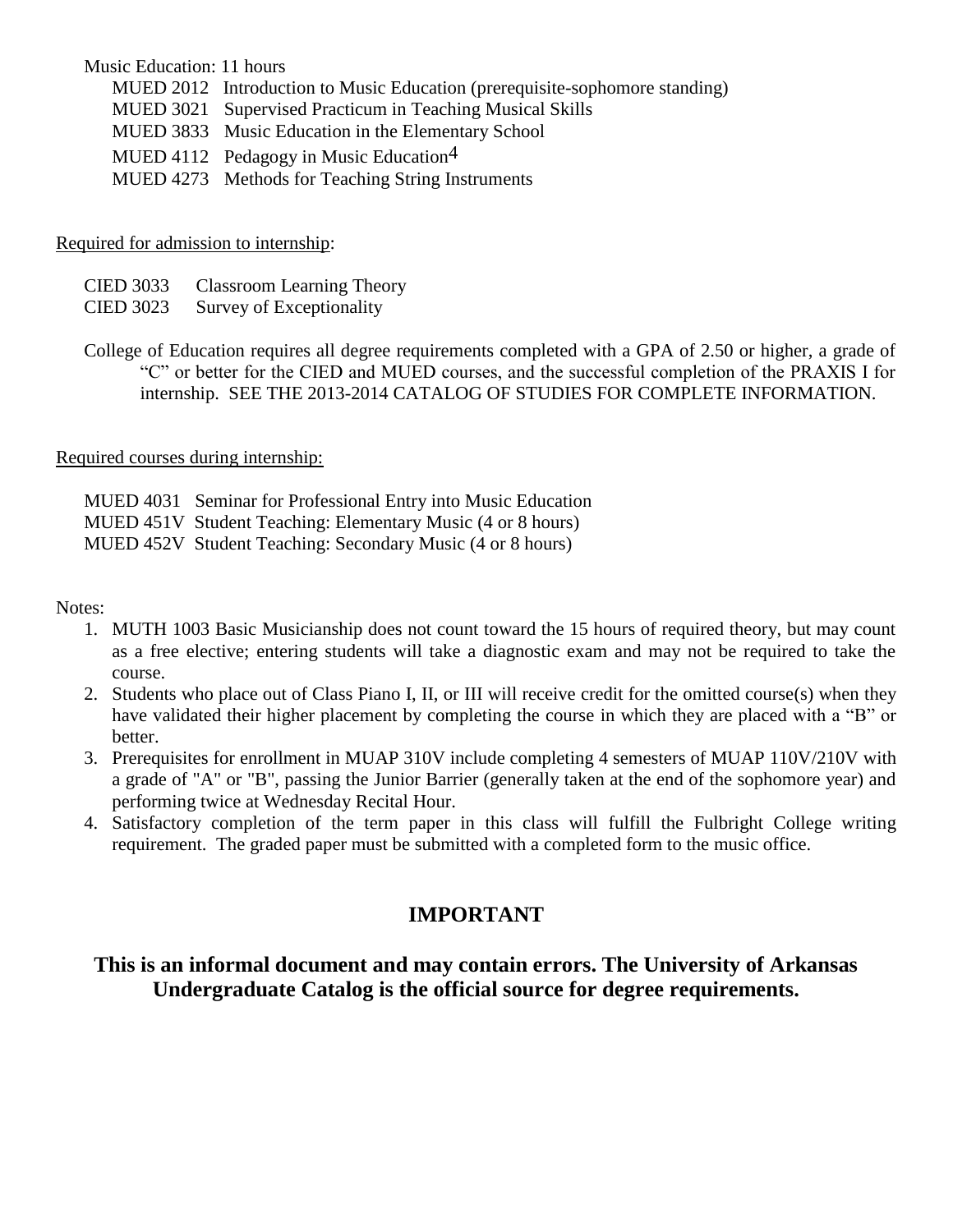Music Education: 11 hours

MUED 2012 Introduction to Music Education (prerequisite-sophomore standing)
MUED 3021 Supervised Practicum in Teaching Musical Skills
MUED 3833 Music Education in the Elementary School
MUED 4112 Pedagogy in Music Education[4]
MUED 4273 Methods for Teaching String Instruments

Required for admission to internship:

CIED 3033 Classroom Learning Theory
CIED 3023 Survey of Exceptionality

College of Education requires all degree requirements completed with a GPA of 2.50 or higher, a grade of "C" or better for the CIED and MUED courses, and the successful completion of the PRAXIS I for internship. SEE THE 2013-2014 CATALOG OF STUDIES FOR COMPLETE INFORMATION.

Required courses during internship:

MUED 4031 Seminar for Professional Entry into Music Education
MUED 451V Student Teaching: Elementary Music (4 or 8 hours)
MUED 452V Student Teaching: Secondary Music (4 or 8 hours)

Notes:

1. MUTH 1003 Basic Musicianship does not count toward the 15 hours of required theory, but may count as a free elective; entering students will take a diagnostic exam and may not be required to take the course.
2. Students who place out of Class Piano I, II, or III will receive credit for the omitted course(s) when they have validated their higher placement by completing the course in which they are placed with a "B" or better.
3. Prerequisites for enrollment in MUAP 310V include completing 4 semesters of MUAP 110V/210V with a grade of "A" or "B", passing the Junior Barrier (generally taken at the end of the sophomore year) and performing twice at Wednesday Recital Hour.
4. Satisfactory completion of the term paper in this class will fulfill the Fulbright College writing requirement. The graded paper must be submitted with a completed form to the music office.

## IMPORTANT

**This is an informal document and may contain errors. The University of Arkansas Undergraduate Catalog is the official source for degree requirements.**